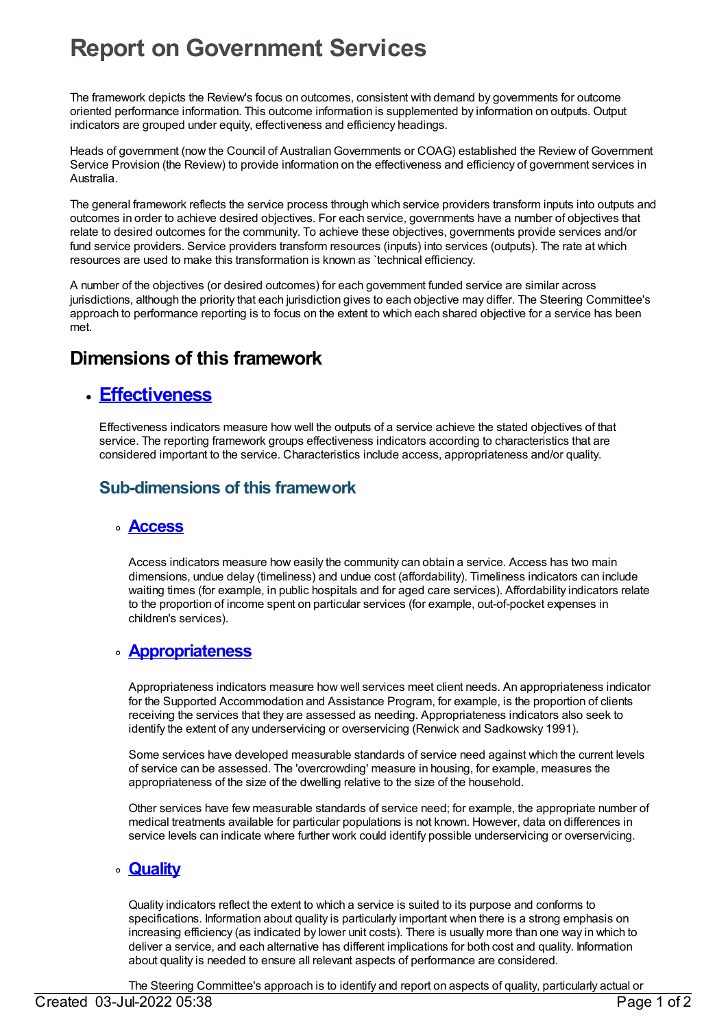# Report on Government Services

The framework depicts the Review's focus on outcomes, consistent with demand by governments for outcome oriented performance information. This outcome information is supplemented by information on outputs. Output indicators are grouped under equity, effectiveness and efficiency headings.

Heads of government (now the Council of Australian Governments or COAG) established the Review of Government Service Provision (the Review) to provide information on the effectiveness and efficiency of government services in Australia.

The general framework reflects the service process through which service providers transform inputs into outputs and outcomes in order to achieve desired objectives. For each service, governments have a number of objectives that relate to desired outcomes for the community. To achieve these objectives, governments provide services and/or fund service providers. Service providers transform resources (inputs) into services (outputs). The rate at which resources are used to make this transformation is known as `technical efficiency.

A number of the objectives (or desired outcomes) for each government funded service are similar across jurisdictions, although the priority that each jurisdiction gives to each objective may differ. The Steering Committee's approach to performance reporting is to focus on the extent to which each shared objective for a service has been met.

## Dimensions of this framework

- ## Effectiveness

  Effectiveness indicators measure how well the outputs of a service achieve the stated objectives of that service. The reporting framework groups effectiveness indicators according to characteristics that are considered important to the service. Characteristics include access, appropriateness and/or quality.

  ### Sub-dimensions of this framework

  - #### Access

    Access indicators measure how easily the community can obtain a service. Access has two main dimensions, undue delay (timeliness) and undue cost (affordability). Timeliness indicators can include waiting times (for example, in public hospitals and for aged care services). Affordability indicators relate to the proportion of income spent on particular services (for example, out-of-pocket expenses in children's services).

  - #### Appropriateness

    Appropriateness indicators measure how well services meet client needs. An appropriateness indicator for the Supported Accommodation and Assistance Program, for example, is the proportion of clients receiving the services that they are assessed as needing. Appropriateness indicators also seek to identify the extent of any underservicing or overservicing (Renwick and Sadkowsky 1991).

    Some services have developed measurable standards of service need against which the current levels of service can be assessed. The 'overcrowding' measure in housing, for example, measures the appropriateness of the size of the dwelling relative to the size of the household.

    Other services have few measurable standards of service need; for example, the appropriate number of medical treatments available for particular populations is not known. However, data on differences in service levels can indicate where further work could identify possible underservicing or overservicing.

  - #### Quality

    Quality indicators reflect the extent to which a service is suited to its purpose and conforms to specifications. Information about quality is particularly important when there is a strong emphasis on increasing efficiency (as indicated by lower unit costs). There is usually more than one way in which to deliver a service, and each alternative has different implications for both cost and quality. Information about quality is needed to ensure all relevant aspects of performance are considered.

    The Steering Committee's approach is to identify and report on aspects of quality, particularly actual or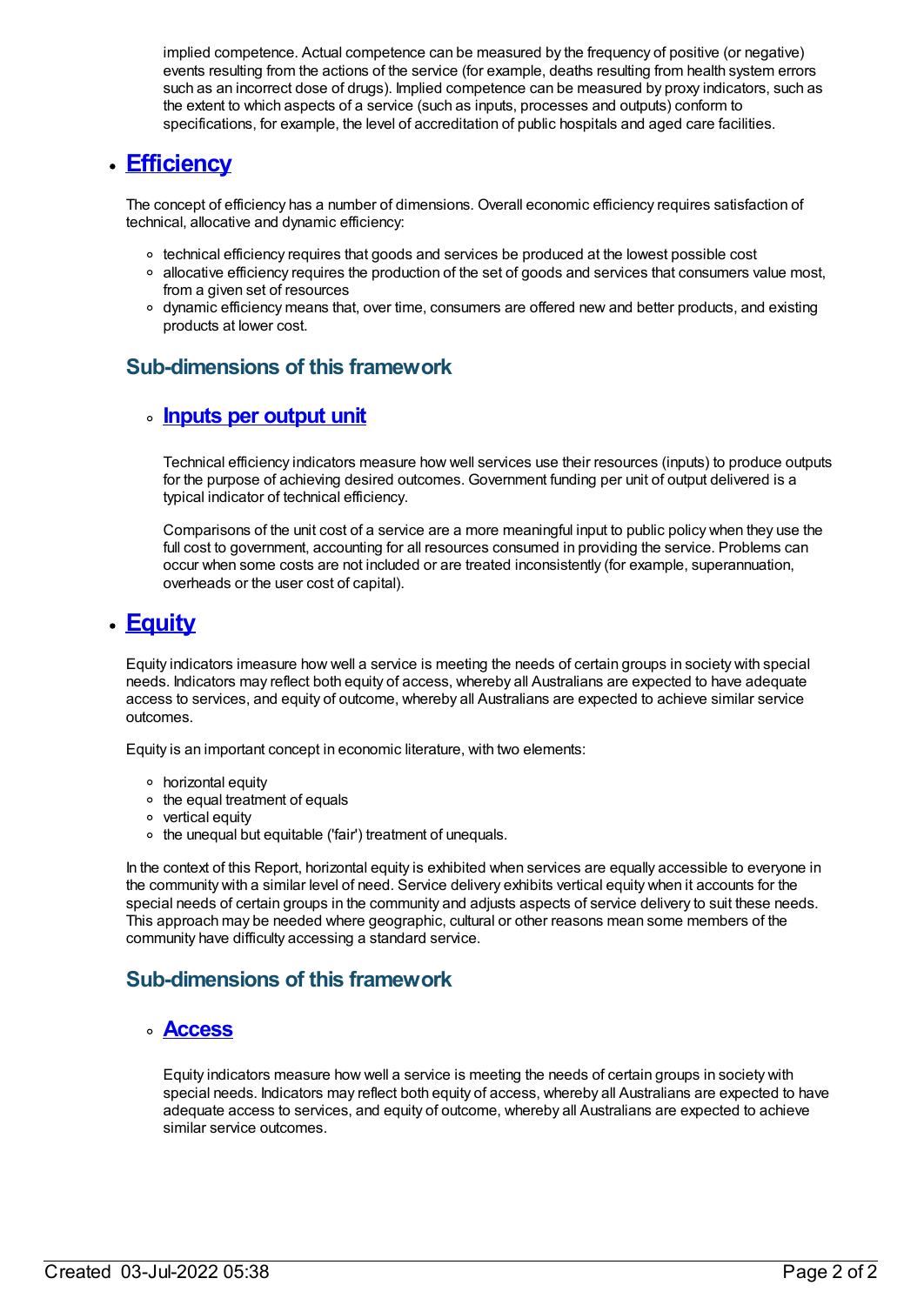implied competence. Actual competence can be measured by the frequency of positive (or negative) events resulting from the actions of the service (for example, deaths resulting from health system errors such as an incorrect dose of drugs). Implied competence can be measured by proxy indicators, such as the extent to which aspects of a service (such as inputs, processes and outputs) conform to specifications, for example, the level of accreditation of public hospitals and aged care facilities.

- ## Efficiency

  The concept of efficiency has a number of dimensions. Overall economic efficiency requires satisfaction of technical, allocative and dynamic efficiency:

  - technical efficiency requires that goods and services be produced at the lowest possible cost
  - allocative efficiency requires the production of the set of goods and services that consumers value most, from a given set of resources
  - dynamic efficiency means that, over time, consumers are offered new and better products, and existing products at lower cost.

  ### Sub-dimensions of this framework

  - #### Inputs per output unit

    Technical efficiency indicators measure how well services use their resources (inputs) to produce outputs for the purpose of achieving desired outcomes. Government funding per unit of output delivered is a typical indicator of technical efficiency.

    Comparisons of the unit cost of a service are a more meaningful input to public policy when they use the full cost to government, accounting for all resources consumed in providing the service. Problems can occur when some costs are not included or are treated inconsistently (for example, superannuation, overheads or the user cost of capital).

- ## Equity

  Equity indicators imeasure how well a service is meeting the needs of certain groups in society with special needs. Indicators may reflect both equity of access, whereby all Australians are expected to have adequate access to services, and equity of outcome, whereby all Australians are expected to achieve similar service outcomes.

  Equity is an important concept in economic literature, with two elements:

  - horizontal equity
  - the equal treatment of equals
  - vertical equity
  - the unequal but equitable ('fair') treatment of unequals.

  In the context of this Report, horizontal equity is exhibited when services are equally accessible to everyone in the community with a similar level of need. Service delivery exhibits vertical equity when it accounts for the special needs of certain groups in the community and adjusts aspects of service delivery to suit these needs. This approach may be needed where geographic, cultural or other reasons mean some members of the community have difficulty accessing a standard service.

  ### Sub-dimensions of this framework

  - #### Access

    Equity indicators measure how well a service is meeting the needs of certain groups in society with special needs. Indicators may reflect both equity of access, whereby all Australians are expected to have adequate access to services, and equity of outcome, whereby all Australians are expected to achieve similar service outcomes.